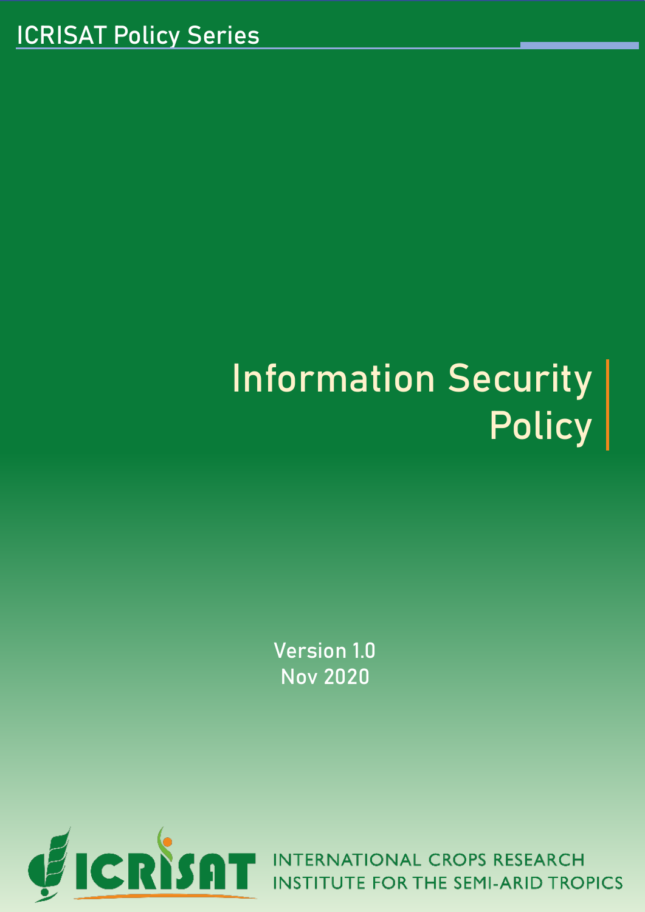ICRISAT Policy Series

# Information Security Policy

Version 1.0
Nov 2020

INTERNATIONAL CROPS RESEARCH INSTITUTE FOR THE SEMI-ARID TROPICS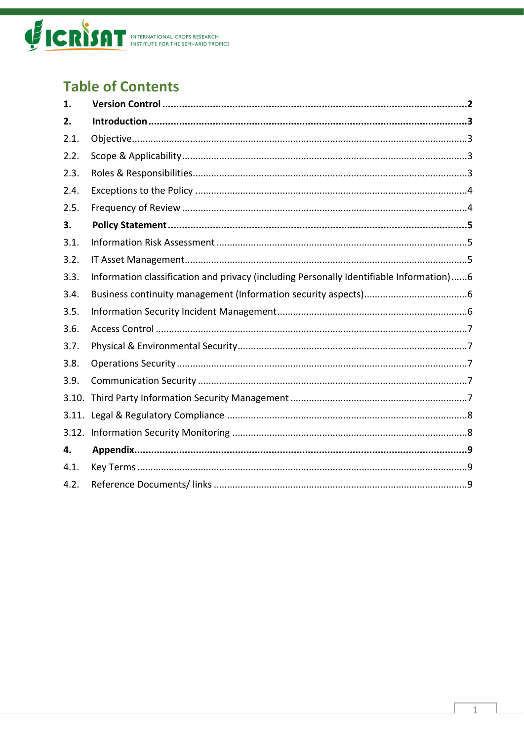## Table of Contents

**1. Version Control** ....................................................................................................... **2**

**2. Introduction** ............................................................................................................ **3**

2.1. Objective............................................................................................................... 3

2.2. Scope & Applicability............................................................................................. 3

2.3. Roles & Responsibilities......................................................................................... 3

2.4. Exceptions to the Policy ........................................................................................ 4

2.5. Frequency of Review ............................................................................................. 4

**3. Policy Statement** ..................................................................................................... **5**

3.1. Information Risk Assessment ................................................................................ 5

3.2. IT Asset Management............................................................................................ 5

3.3. Information classification and privacy (including Personally Identifiable Information)...... 6

3.4. Business continuity management (Information security aspects)....................................... 6

3.5. Information Security Incident Management.......................................................... 6

3.6. Access Control ....................................................................................................... 7

3.7. Physical & Environmental Security......................................................................... 7

3.8. Operations Security ............................................................................................... 7

3.9. Communication Security ....................................................................................... 7

3.10. Third Party Information Security Management ..................................................... 7

3.11. Legal & Regulatory Compliance ............................................................................ 8

3.12. Information Security Monitoring ........................................................................... 8

**4. Appendix**.................................................................................................................. **9**

4.1. Key Terms .............................................................................................................. 9

4.2. Reference Documents/ links ................................................................................. 9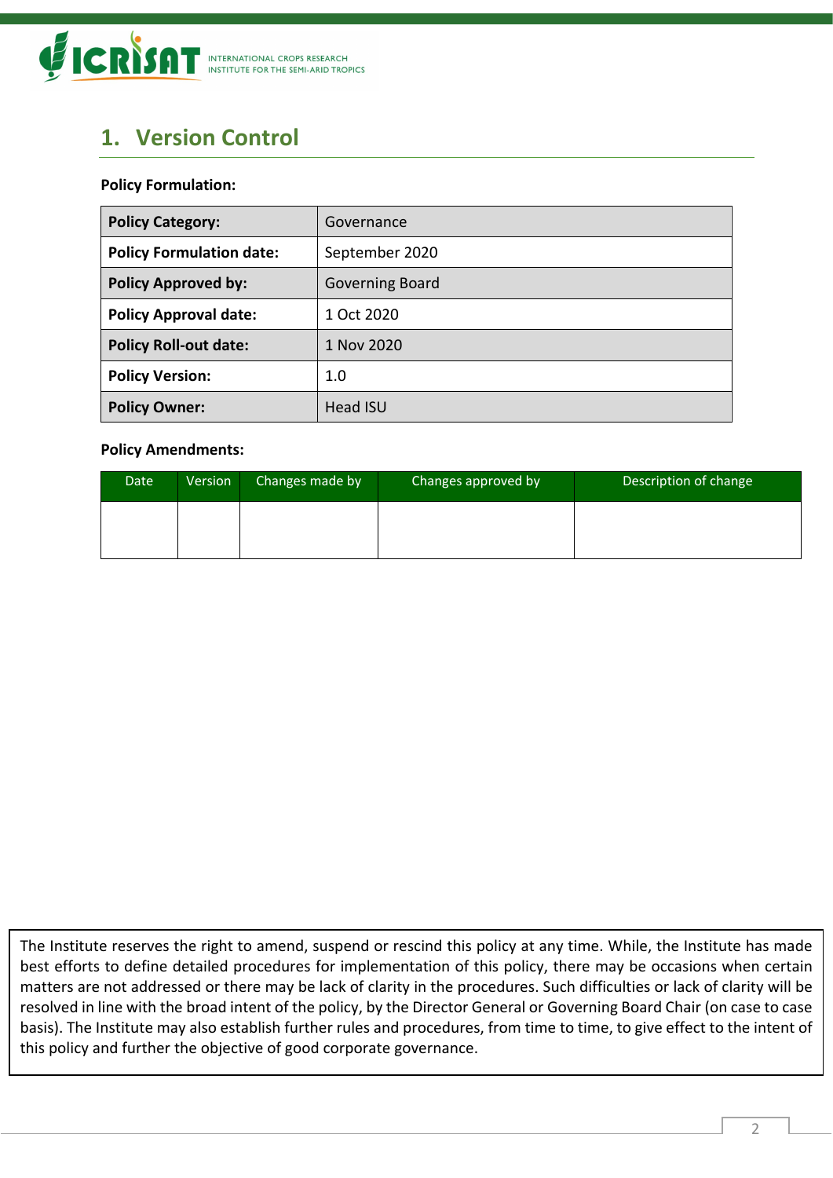## 1. Version Control

**Policy Formulation:**

| **Policy Category:** | Governance |
|---|---|
| **Policy Formulation date:** | September 2020 |
| **Policy Approved by:** | Governing Board |
| **Policy Approval date:** | 1 Oct 2020 |
| **Policy Roll-out date:** | 1 Nov 2020 |
| **Policy Version:** | 1.0 |
| **Policy Owner:** | Head ISU |

**Policy Amendments:**

| Date | Version | Changes made by | Changes approved by | Description of change |
|---|---|---|---|---|
| | | | | |

The Institute reserves the right to amend, suspend or rescind this policy at any time. While, the Institute has made best efforts to define detailed procedures for implementation of this policy, there may be occasions when certain matters are not addressed or there may be lack of clarity in the procedures. Such difficulties or lack of clarity will be resolved in line with the broad intent of the policy, by the Director General or Governing Board Chair (on case to case basis). The Institute may also establish further rules and procedures, from time to time, to give effect to the intent of this policy and further the objective of good corporate governance.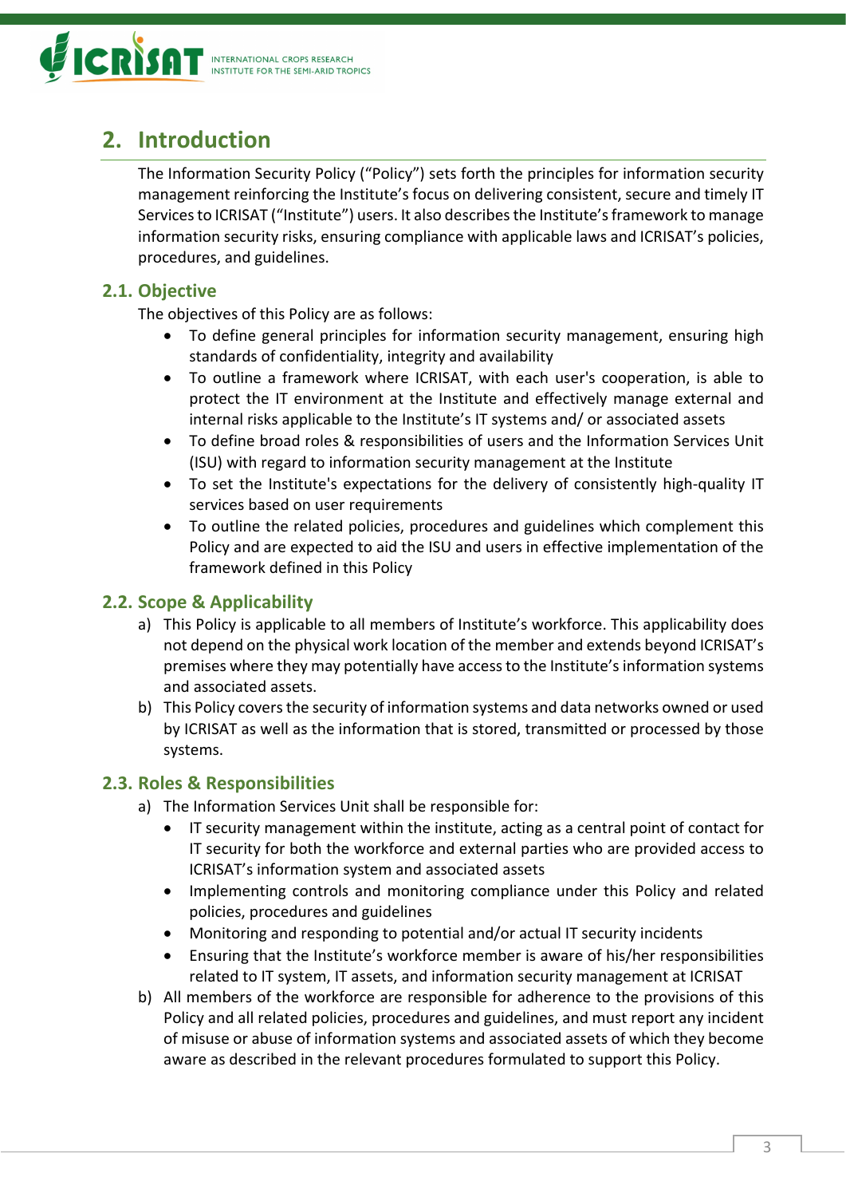## 2. Introduction

The Information Security Policy ("Policy") sets forth the principles for information security management reinforcing the Institute's focus on delivering consistent, secure and timely IT Services to ICRISAT ("Institute") users. It also describes the Institute's framework to manage information security risks, ensuring compliance with applicable laws and ICRISAT's policies, procedures, and guidelines.

### 2.1. Objective

The objectives of this Policy are as follows:

- To define general principles for information security management, ensuring high standards of confidentiality, integrity and availability
- To outline a framework where ICRISAT, with each user's cooperation, is able to protect the IT environment at the Institute and effectively manage external and internal risks applicable to the Institute's IT systems and/ or associated assets
- To define broad roles & responsibilities of users and the Information Services Unit (ISU) with regard to information security management at the Institute
- To set the Institute's expectations for the delivery of consistently high-quality IT services based on user requirements
- To outline the related policies, procedures and guidelines which complement this Policy and are expected to aid the ISU and users in effective implementation of the framework defined in this Policy

### 2.2. Scope & Applicability

a) This Policy is applicable to all members of Institute's workforce. This applicability does not depend on the physical work location of the member and extends beyond ICRISAT's premises where they may potentially have access to the Institute's information systems and associated assets.

b) This Policy covers the security of information systems and data networks owned or used by ICRISAT as well as the information that is stored, transmitted or processed by those systems.

### 2.3. Roles & Responsibilities

a) The Information Services Unit shall be responsible for:
   - IT security management within the institute, acting as a central point of contact for IT security for both the workforce and external parties who are provided access to ICRISAT's information system and associated assets
   - Implementing controls and monitoring compliance under this Policy and related policies, procedures and guidelines
   - Monitoring and responding to potential and/or actual IT security incidents
   - Ensuring that the Institute's workforce member is aware of his/her responsibilities related to IT system, IT assets, and information security management at ICRISAT

b) All members of the workforce are responsible for adherence to the provisions of this Policy and all related policies, procedures and guidelines, and must report any incident of misuse or abuse of information systems and associated assets of which they become aware as described in the relevant procedures formulated to support this Policy.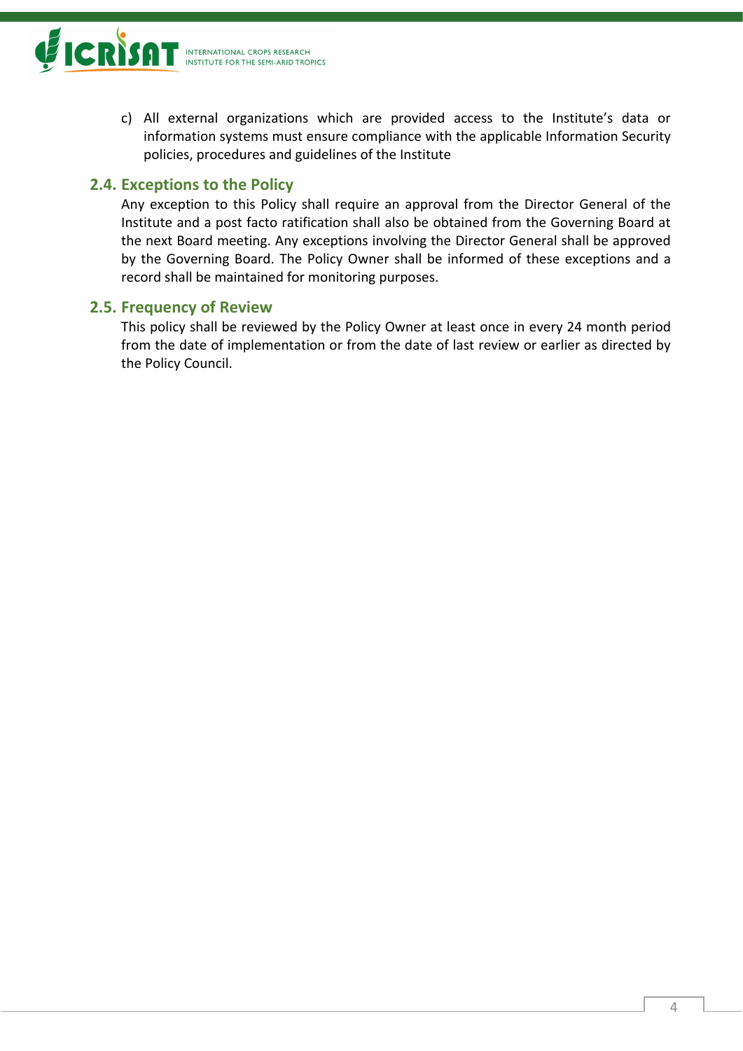c) All external organizations which are provided access to the Institute's data or information systems must ensure compliance with the applicable Information Security policies, procedures and guidelines of the Institute

### 2.4. Exceptions to the Policy

Any exception to this Policy shall require an approval from the Director General of the Institute and a post facto ratification shall also be obtained from the Governing Board at the next Board meeting. Any exceptions involving the Director General shall be approved by the Governing Board. The Policy Owner shall be informed of these exceptions and a record shall be maintained for monitoring purposes.

### 2.5. Frequency of Review

This policy shall be reviewed by the Policy Owner at least once in every 24 month period from the date of implementation or from the date of last review or earlier as directed by the Policy Council.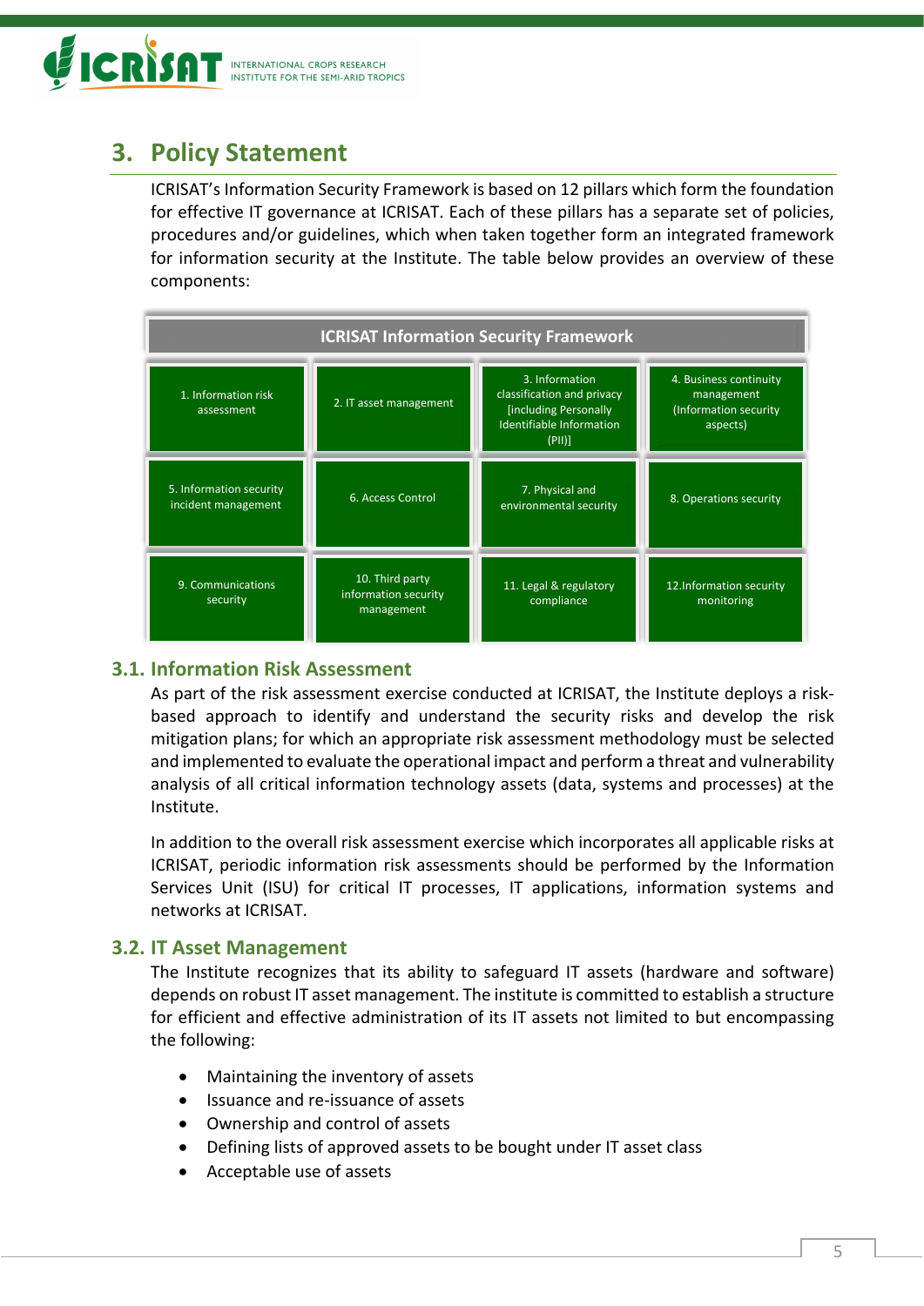## 3. Policy Statement

ICRISAT's Information Security Framework is based on 12 pillars which form the foundation for effective IT governance at ICRISAT. Each of these pillars has a separate set of policies, procedures and/or guidelines, which when taken together form an integrated framework for information security at the Institute. The table below provides an overview of these components:

| ICRISAT Information Security Framework | | | |
|---|---|---|---|
| 1. Information risk assessment | 2. IT asset management | 3. Information classification and privacy [including Personally Identifiable Information (PII)] | 4. Business continuity management (Information security aspects) |
| 5. Information security incident management | 6. Access Control | 7. Physical and environmental security | 8. Operations security |
| 9. Communications security | 10. Third party information security management | 11. Legal & regulatory compliance | 12.Information security monitoring |

### 3.1. Information Risk Assessment

As part of the risk assessment exercise conducted at ICRISAT, the Institute deploys a risk-based approach to identify and understand the security risks and develop the risk mitigation plans; for which an appropriate risk assessment methodology must be selected and implemented to evaluate the operational impact and perform a threat and vulnerability analysis of all critical information technology assets (data, systems and processes) at the Institute.

In addition to the overall risk assessment exercise which incorporates all applicable risks at ICRISAT, periodic information risk assessments should be performed by the Information Services Unit (ISU) for critical IT processes, IT applications, information systems and networks at ICRISAT.

### 3.2. IT Asset Management

The Institute recognizes that its ability to safeguard IT assets (hardware and software) depends on robust IT asset management. The institute is committed to establish a structure for efficient and effective administration of its IT assets not limited to but encompassing the following:

- Maintaining the inventory of assets
- Issuance and re-issuance of assets
- Ownership and control of assets
- Defining lists of approved assets to be bought under IT asset class
- Acceptable use of assets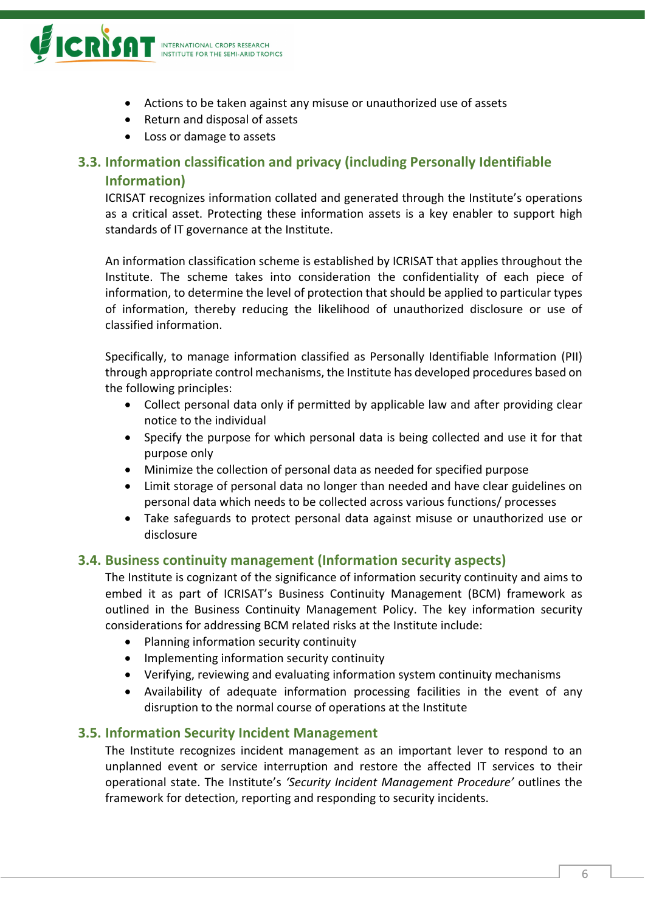- Actions to be taken against any misuse or unauthorized use of assets
- Return and disposal of assets
- Loss or damage to assets

## 3.3. Information classification and privacy (including Personally Identifiable Information)

ICRISAT recognizes information collated and generated through the Institute's operations as a critical asset. Protecting these information assets is a key enabler to support high standards of IT governance at the Institute.

An information classification scheme is established by ICRISAT that applies throughout the Institute. The scheme takes into consideration the confidentiality of each piece of information, to determine the level of protection that should be applied to particular types of information, thereby reducing the likelihood of unauthorized disclosure or use of classified information.

Specifically, to manage information classified as Personally Identifiable Information (PII) through appropriate control mechanisms, the Institute has developed procedures based on the following principles:

- Collect personal data only if permitted by applicable law and after providing clear notice to the individual
- Specify the purpose for which personal data is being collected and use it for that purpose only
- Minimize the collection of personal data as needed for specified purpose
- Limit storage of personal data no longer than needed and have clear guidelines on personal data which needs to be collected across various functions/ processes
- Take safeguards to protect personal data against misuse or unauthorized use or disclosure

## 3.4. Business continuity management (Information security aspects)

The Institute is cognizant of the significance of information security continuity and aims to embed it as part of ICRISAT's Business Continuity Management (BCM) framework as outlined in the Business Continuity Management Policy. The key information security considerations for addressing BCM related risks at the Institute include:

- Planning information security continuity
- Implementing information security continuity
- Verifying, reviewing and evaluating information system continuity mechanisms
- Availability of adequate information processing facilities in the event of any disruption to the normal course of operations at the Institute

## 3.5. Information Security Incident Management

The Institute recognizes incident management as an important lever to respond to an unplanned event or service interruption and restore the affected IT services to their operational state. The Institute's *'Security Incident Management Procedure'* outlines the framework for detection, reporting and responding to security incidents.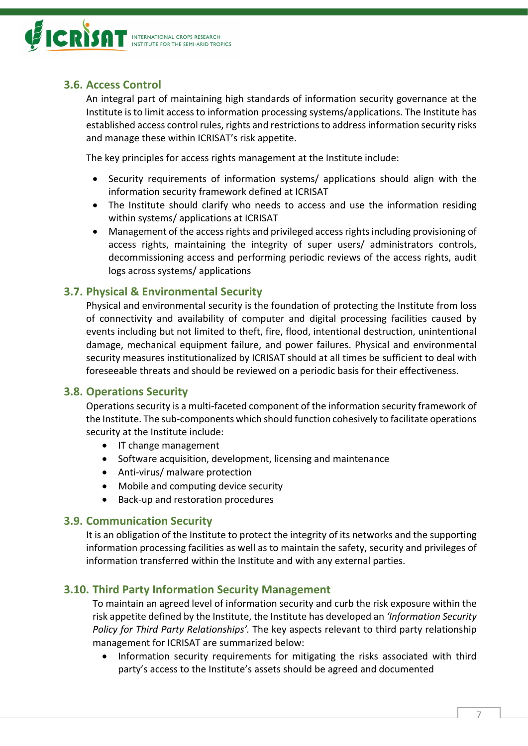### 3.6. Access Control

An integral part of maintaining high standards of information security governance at the Institute is to limit access to information processing systems/applications. The Institute has established access control rules, rights and restrictions to address information security risks and manage these within ICRISAT's risk appetite.

The key principles for access rights management at the Institute include:

- Security requirements of information systems/ applications should align with the information security framework defined at ICRISAT
- The Institute should clarify who needs to access and use the information residing within systems/ applications at ICRISAT
- Management of the access rights and privileged access rights including provisioning of access rights, maintaining the integrity of super users/ administrators controls, decommissioning access and performing periodic reviews of the access rights, audit logs across systems/ applications

### 3.7. Physical & Environmental Security

Physical and environmental security is the foundation of protecting the Institute from loss of connectivity and availability of computer and digital processing facilities caused by events including but not limited to theft, fire, flood, intentional destruction, unintentional damage, mechanical equipment failure, and power failures. Physical and environmental security measures institutionalized by ICRISAT should at all times be sufficient to deal with foreseeable threats and should be reviewed on a periodic basis for their effectiveness.

### 3.8. Operations Security

Operations security is a multi-faceted component of the information security framework of the Institute. The sub-components which should function cohesively to facilitate operations security at the Institute include:

- IT change management
- Software acquisition, development, licensing and maintenance
- Anti-virus/ malware protection
- Mobile and computing device security
- Back-up and restoration procedures

### 3.9. Communication Security

It is an obligation of the Institute to protect the integrity of its networks and the supporting information processing facilities as well as to maintain the safety, security and privileges of information transferred within the Institute and with any external parties.

### 3.10. Third Party Information Security Management

To maintain an agreed level of information security and curb the risk exposure within the risk appetite defined by the Institute, the Institute has developed an *'Information Security Policy for Third Party Relationships'.* The key aspects relevant to third party relationship management for ICRISAT are summarized below:

- Information security requirements for mitigating the risks associated with third party's access to the Institute's assets should be agreed and documented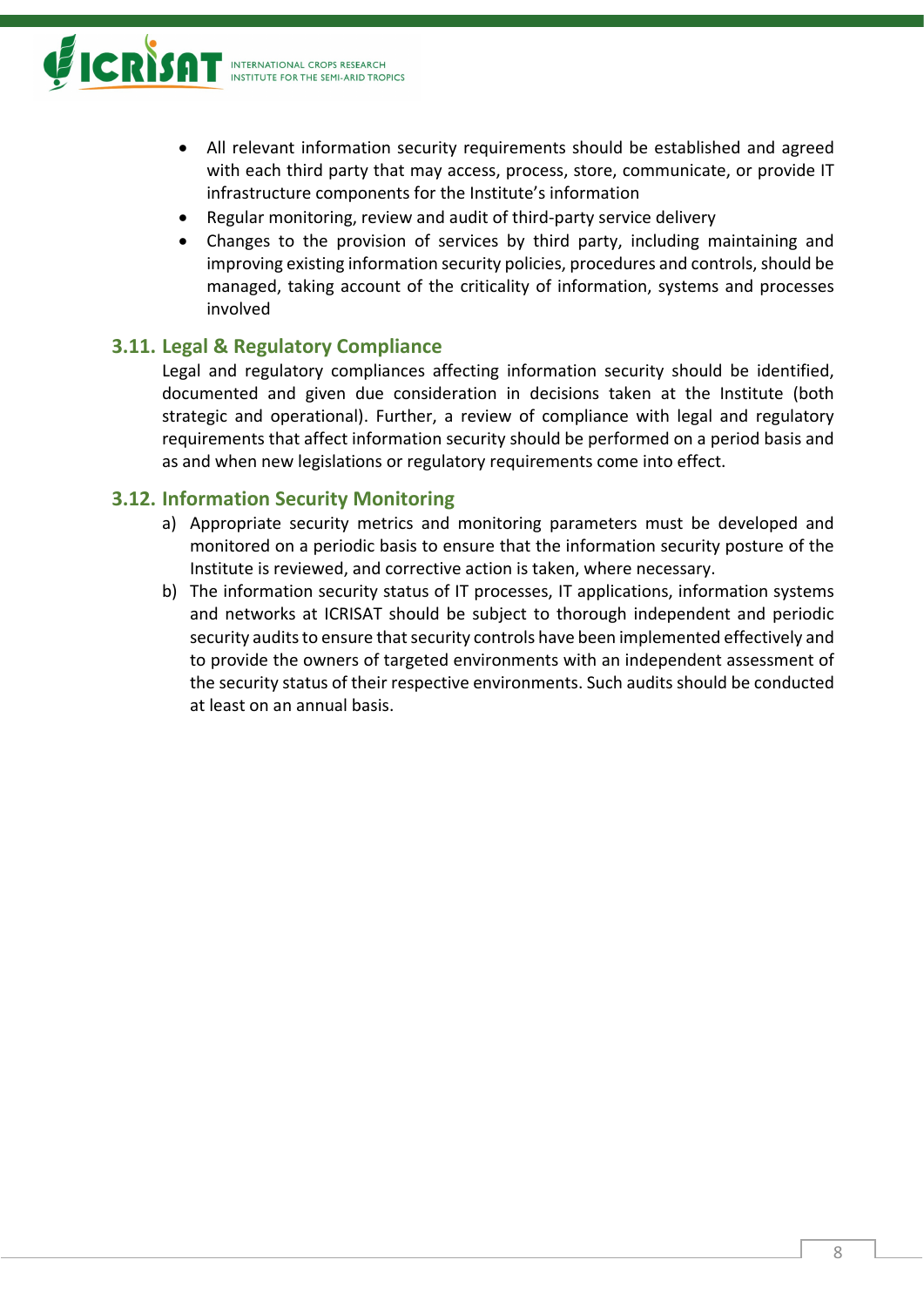- All relevant information security requirements should be established and agreed with each third party that may access, process, store, communicate, or provide IT infrastructure components for the Institute's information
- Regular monitoring, review and audit of third-party service delivery
- Changes to the provision of services by third party, including maintaining and improving existing information security policies, procedures and controls, should be managed, taking account of the criticality of information, systems and processes involved

## 3.11. Legal & Regulatory Compliance

Legal and regulatory compliances affecting information security should be identified, documented and given due consideration in decisions taken at the Institute (both strategic and operational). Further, a review of compliance with legal and regulatory requirements that affect information security should be performed on a period basis and as and when new legislations or regulatory requirements come into effect.

## 3.12. Information Security Monitoring

a) Appropriate security metrics and monitoring parameters must be developed and monitored on a periodic basis to ensure that the information security posture of the Institute is reviewed, and corrective action is taken, where necessary.

b) The information security status of IT processes, IT applications, information systems and networks at ICRISAT should be subject to thorough independent and periodic security audits to ensure that security controls have been implemented effectively and to provide the owners of targeted environments with an independent assessment of the security status of their respective environments. Such audits should be conducted at least on an annual basis.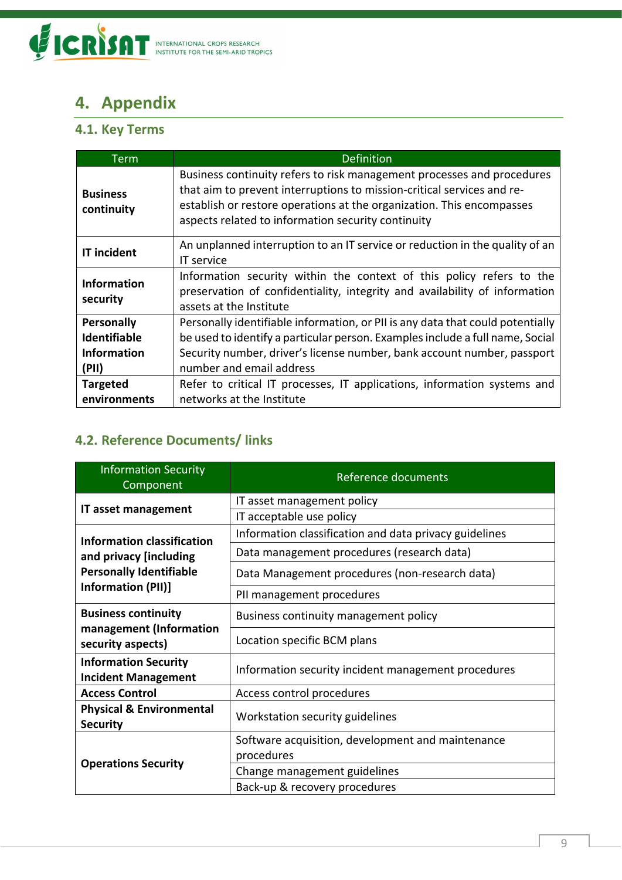# 4. Appendix

## 4.1. Key Terms

| Term | Definition |
|---|---|
| **Business continuity** | Business continuity refers to risk management processes and procedures that aim to prevent interruptions to mission-critical services and re-establish or restore operations at the organization. This encompasses aspects related to information security continuity |
| **IT incident** | An unplanned interruption to an IT service or reduction in the quality of an IT service |
| **Information security** | Information security within the context of this policy refers to the preservation of confidentiality, integrity and availability of information assets at the Institute |
| **Personally Identifiable Information (PII)** | Personally identifiable information, or PII is any data that could potentially be used to identify a particular person. Examples include a full name, Social Security number, driver's license number, bank account number, passport number and email address |
| **Targeted environments** | Refer to critical IT processes, IT applications, information systems and networks at the Institute |

## 4.2. Reference Documents/ links

| Information Security Component | Reference documents |
|---|---|
| **IT asset management** | IT asset management policy |
| | IT acceptable use policy |
| **Information classification and privacy [including Personally Identifiable Information (PII)]** | Information classification and data privacy guidelines |
| | Data management procedures (research data) |
| | Data Management procedures (non-research data) |
| | PII management procedures |
| **Business continuity management (Information security aspects)** | Business continuity management policy |
| | Location specific BCM plans |
| **Information Security Incident Management** | Information security incident management procedures |
| **Access Control** | Access control procedures |
| **Physical & Environmental Security** | Workstation security guidelines |
| **Operations Security** | Software acquisition, development and maintenance procedures |
| | Change management guidelines |
| | Back-up & recovery procedures |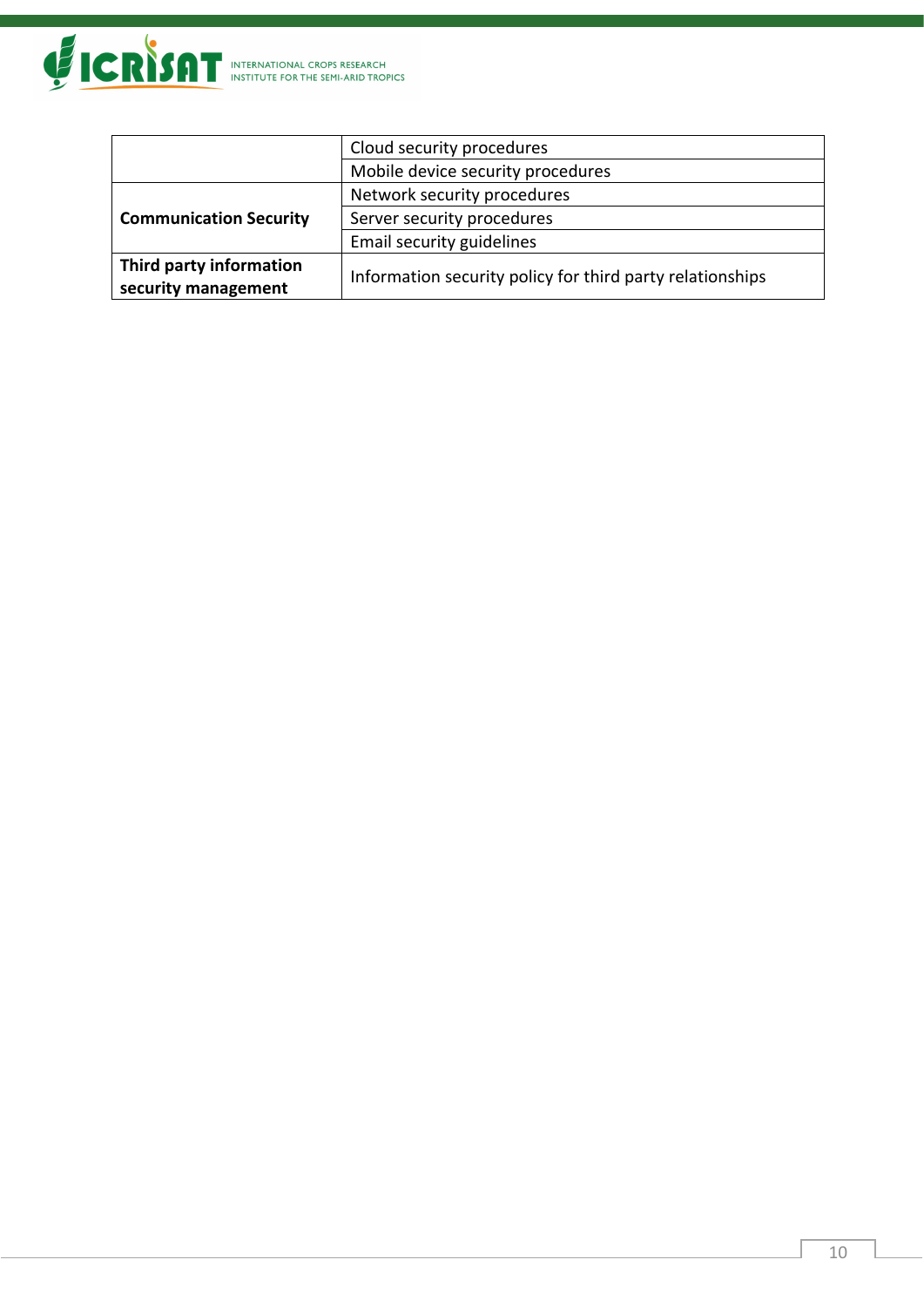| | |
|---|---|
| | Cloud security procedures |
| | Mobile device security procedures |
| **Communication Security** | Network security procedures |
| | Server security procedures |
| | Email security guidelines |
| **Third party information security management** | Information security policy for third party relationships |